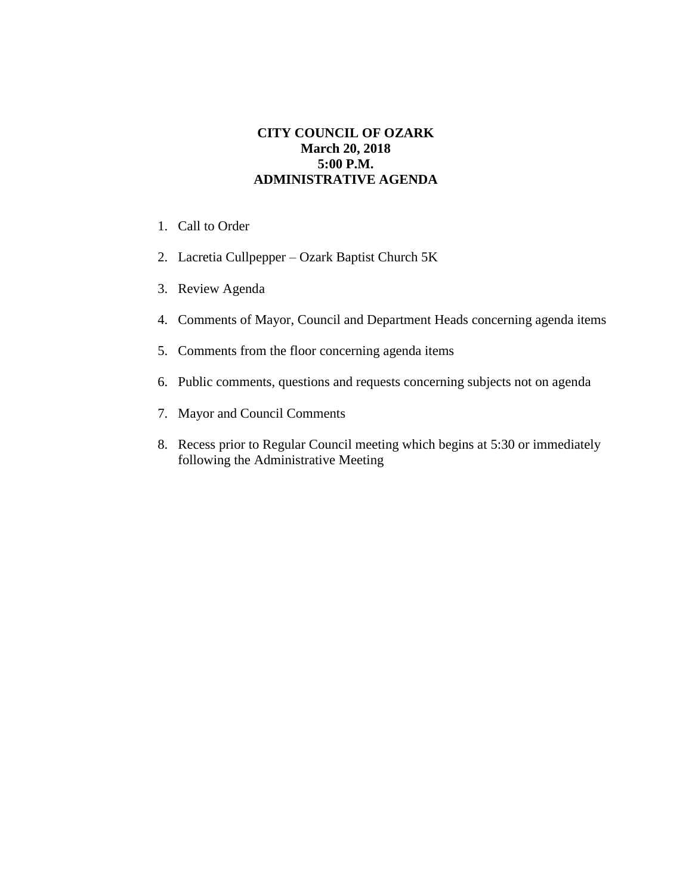**CITY COUNCIL OF OZARK**
**March 20, 2018**
**5:00 P.M.**
**ADMINISTRATIVE AGENDA**

1. Call to Order

2. Lacretia Cullpepper – Ozark Baptist Church 5K

3. Review Agenda

4. Comments of Mayor, Council and Department Heads concerning agenda items

5. Comments from the floor concerning agenda items

6. Public comments, questions and requests concerning subjects not on agenda

7. Mayor and Council Comments

8. Recess prior to Regular Council meeting which begins at 5:30 or immediately following the Administrative Meeting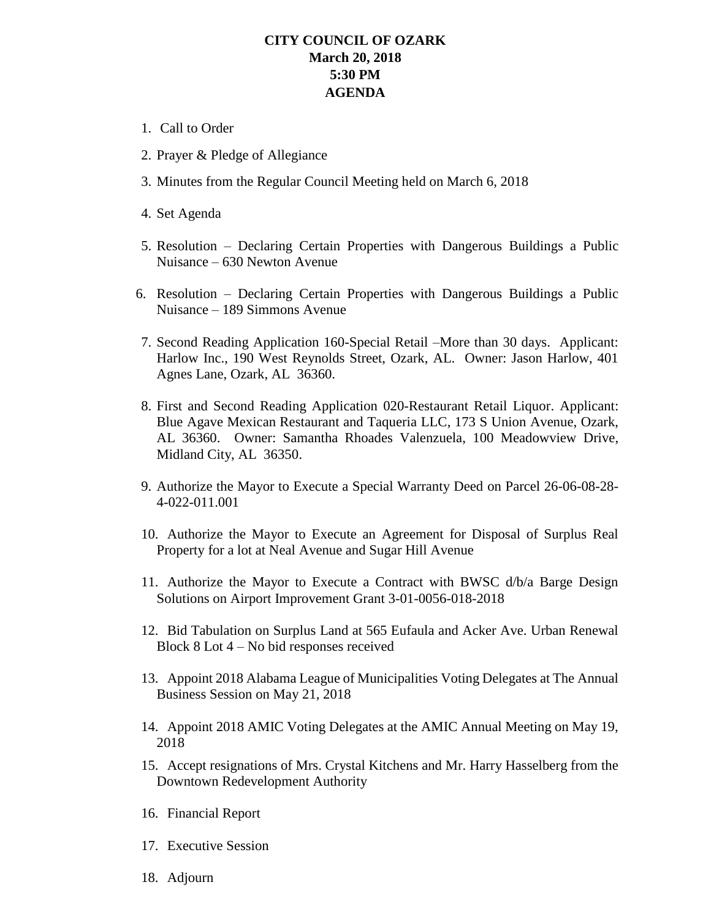**CITY COUNCIL OF OZARK**
**March 20, 2018**
**5:30 PM**
**AGENDA**

1. Call to Order
2. Prayer & Pledge of Allegiance
3. Minutes from the Regular Council Meeting held on March 6, 2018
4. Set Agenda
5. Resolution – Declaring Certain Properties with Dangerous Buildings a Public Nuisance – 630 Newton Avenue
6. Resolution – Declaring Certain Properties with Dangerous Buildings a Public Nuisance – 189 Simmons Avenue
7. Second Reading Application 160-Special Retail –More than 30 days. Applicant: Harlow Inc., 190 West Reynolds Street, Ozark, AL. Owner: Jason Harlow, 401 Agnes Lane, Ozark, AL 36360.
8. First and Second Reading Application 020-Restaurant Retail Liquor. Applicant: Blue Agave Mexican Restaurant and Taqueria LLC, 173 S Union Avenue, Ozark, AL 36360. Owner: Samantha Rhoades Valenzuela, 100 Meadowview Drive, Midland City, AL 36350.
9. Authorize the Mayor to Execute a Special Warranty Deed on Parcel 26-06-08-28-4-022-011.001
10. Authorize the Mayor to Execute an Agreement for Disposal of Surplus Real Property for a lot at Neal Avenue and Sugar Hill Avenue
11. Authorize the Mayor to Execute a Contract with BWSC d/b/a Barge Design Solutions on Airport Improvement Grant 3-01-0056-018-2018
12. Bid Tabulation on Surplus Land at 565 Eufaula and Acker Ave. Urban Renewal Block 8 Lot 4 – No bid responses received
13. Appoint 2018 Alabama League of Municipalities Voting Delegates at The Annual Business Session on May 21, 2018
14. Appoint 2018 AMIC Voting Delegates at the AMIC Annual Meeting on May 19, 2018
15. Accept resignations of Mrs. Crystal Kitchens and Mr. Harry Hasselberg from the Downtown Redevelopment Authority
16. Financial Report
17. Executive Session
18. Adjourn